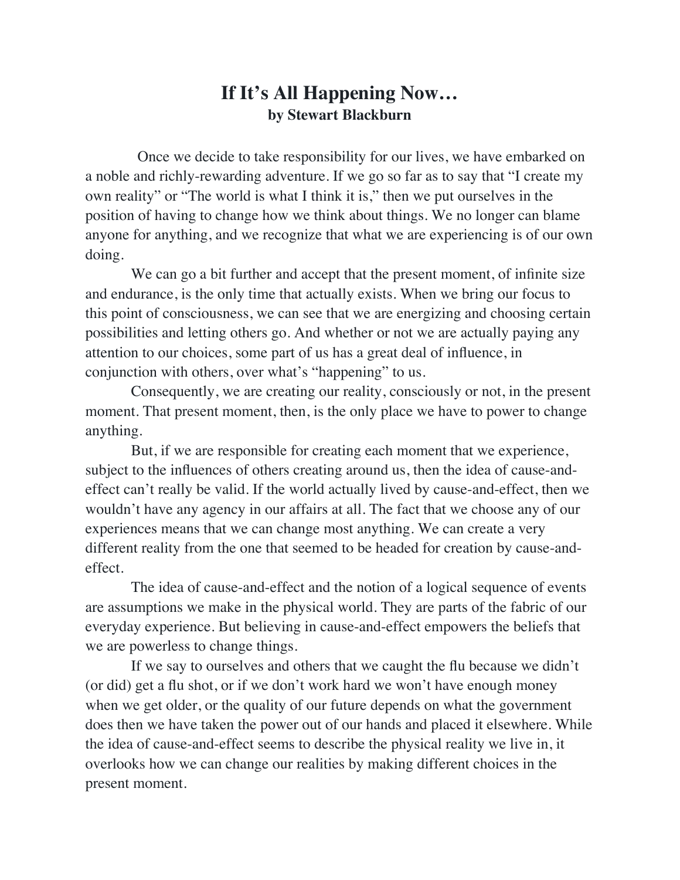# If It's All Happening Now…

**by Stewart Blackburn**

Once we decide to take responsibility for our lives, we have embarked on a noble and richly-rewarding adventure. If we go so far as to say that "I create my own reality" or "The world is what I think it is," then we put ourselves in the position of having to change how we think about things. We no longer can blame anyone for anything, and we recognize that what we are experiencing is of our own doing.

We can go a bit further and accept that the present moment, of infinite size and endurance, is the only time that actually exists. When we bring our focus to this point of consciousness, we can see that we are energizing and choosing certain possibilities and letting others go. And whether or not we are actually paying any attention to our choices, some part of us has a great deal of influence, in conjunction with others, over what's "happening" to us.

Consequently, we are creating our reality, consciously or not, in the present moment. That present moment, then, is the only place we have to power to change anything.

But, if we are responsible for creating each moment that we experience, subject to the influences of others creating around us, then the idea of cause-and-effect can't really be valid. If the world actually lived by cause-and-effect, then we wouldn't have any agency in our affairs at all. The fact that we choose any of our experiences means that we can change most anything. We can create a very different reality from the one that seemed to be headed for creation by cause-and-effect.

The idea of cause-and-effect and the notion of a logical sequence of events are assumptions we make in the physical world. They are parts of the fabric of our everyday experience. But believing in cause-and-effect empowers the beliefs that we are powerless to change things.

If we say to ourselves and others that we caught the flu because we didn't (or did) get a flu shot, or if we don't work hard we won't have enough money when we get older, or the quality of our future depends on what the government does then we have taken the power out of our hands and placed it elsewhere. While the idea of cause-and-effect seems to describe the physical reality we live in, it overlooks how we can change our realities by making different choices in the present moment.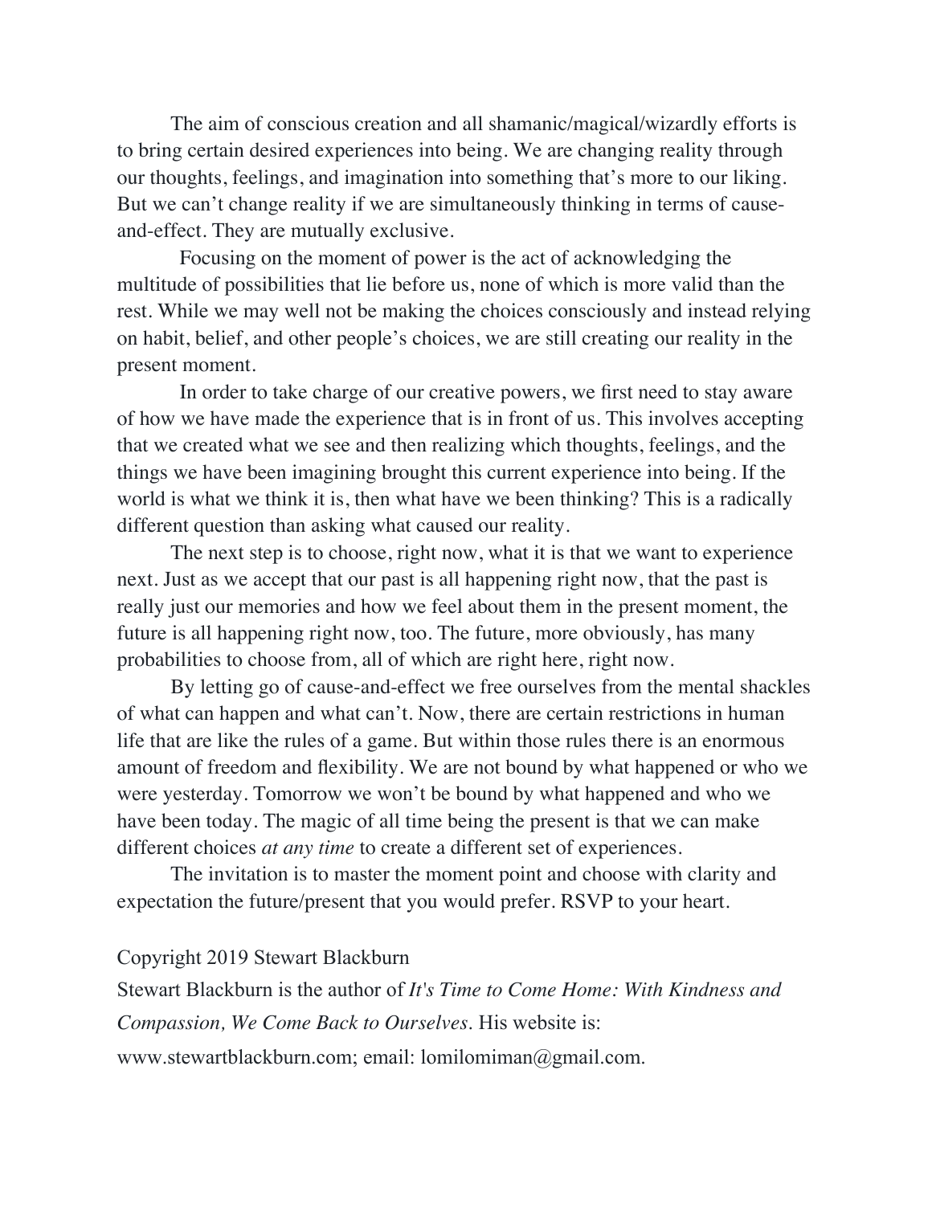The aim of conscious creation and all shamanic/magical/wizardly efforts is to bring certain desired experiences into being. We are changing reality through our thoughts, feelings, and imagination into something that's more to our liking. But we can't change reality if we are simultaneously thinking in terms of cause-and-effect. They are mutually exclusive.

Focusing on the moment of power is the act of acknowledging the multitude of possibilities that lie before us, none of which is more valid than the rest. While we may well not be making the choices consciously and instead relying on habit, belief, and other people's choices, we are still creating our reality in the present moment.

In order to take charge of our creative powers, we first need to stay aware of how we have made the experience that is in front of us. This involves accepting that we created what we see and then realizing which thoughts, feelings, and the things we have been imagining brought this current experience into being. If the world is what we think it is, then what have we been thinking? This is a radically different question than asking what caused our reality.

The next step is to choose, right now, what it is that we want to experience next. Just as we accept that our past is all happening right now, that the past is really just our memories and how we feel about them in the present moment, the future is all happening right now, too. The future, more obviously, has many probabilities to choose from, all of which are right here, right now.

By letting go of cause-and-effect we free ourselves from the mental shackles of what can happen and what can't. Now, there are certain restrictions in human life that are like the rules of a game. But within those rules there is an enormous amount of freedom and flexibility. We are not bound by what happened or who we were yesterday. Tomorrow we won't be bound by what happened and who we have been today. The magic of all time being the present is that we can make different choices *at any time* to create a different set of experiences.

The invitation is to master the moment point and choose with clarity and expectation the future/present that you would prefer. RSVP to your heart.

Copyright 2019 Stewart Blackburn

Stewart Blackburn is the author of *It's Time to Come Home: With Kindness and Compassion, We Come Back to Ourselves*. His website is: www.stewartblackburn.com; email: lomilomiman@gmail.com.